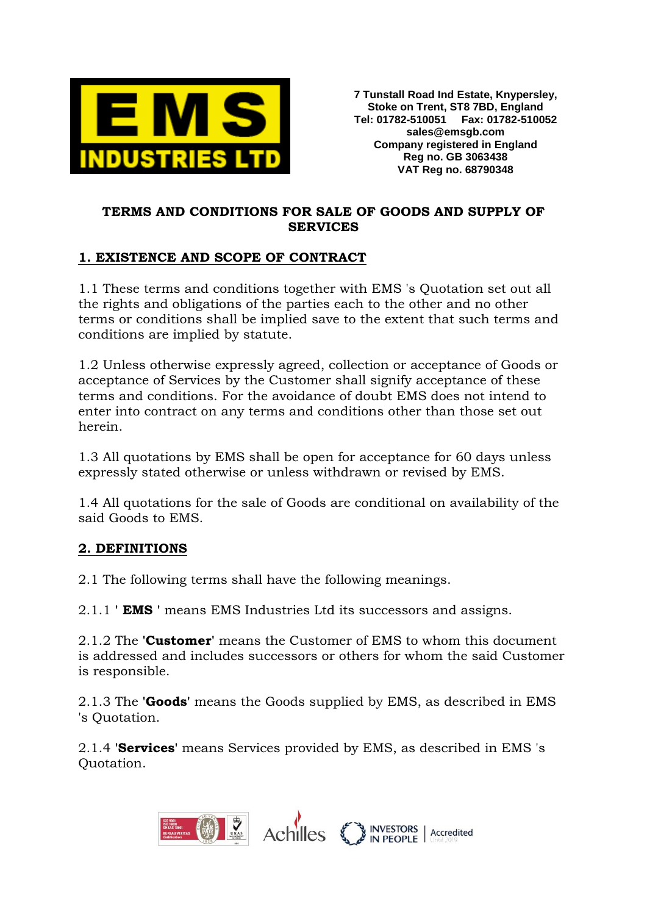**EMS INDUSTRIES LTD**

**7 Tunstall Road Ind Estate, Knypersley, Stoke on Trent, ST8 7BD, England**
**Tel: 01782-510051 Fax: 01782-510052**
**sales@emsgb.com**
**Company registered in England**
**Reg no. GB 3063438**
**VAT Reg no. 68790348**

# TERMS AND CONDITIONS FOR SALE OF GOODS AND SUPPLY OF SERVICES

## 1. EXISTENCE AND SCOPE OF CONTRACT

1.1 These terms and conditions together with EMS 's Quotation set out all the rights and obligations of the parties each to the other and no other terms or conditions shall be implied save to the extent that such terms and conditions are implied by statute.

1.2 Unless otherwise expressly agreed, collection or acceptance of Goods or acceptance of Services by the Customer shall signify acceptance of these terms and conditions. For the avoidance of doubt EMS does not intend to enter into contract on any terms and conditions other than those set out herein.

1.3 All quotations by EMS shall be open for acceptance for 60 days unless expressly stated otherwise or unless withdrawn or revised by EMS.

1.4 All quotations for the sale of Goods are conditional on availability of the said Goods to EMS.

## 2. DEFINITIONS

2.1 The following terms shall have the following meanings.

2.1.1 ' **EMS** ' means EMS Industries Ltd its successors and assigns.

2.1.2 The '**Customer**' means the Customer of EMS to whom this document is addressed and includes successors or others for whom the said Customer is responsible.

2.1.3 The '**Goods**' means the Goods supplied by EMS, as described in EMS 's Quotation.

2.1.4 '**Services**' means Services provided by EMS, as described in EMS 's Quotation.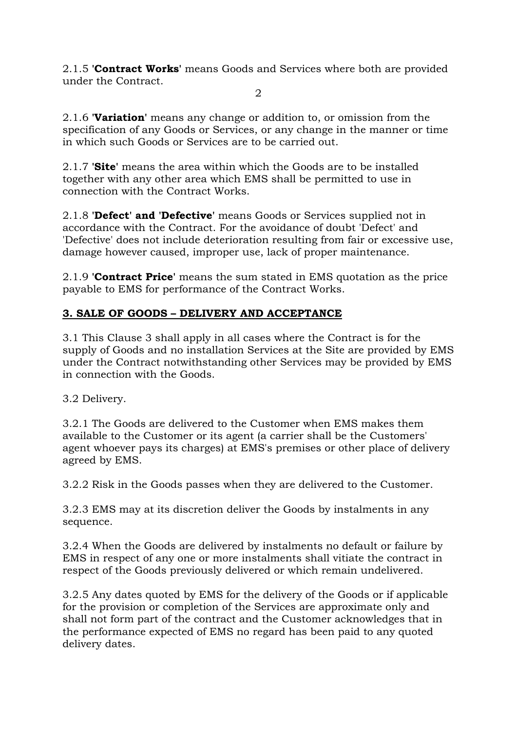2.1.5 '**Contract Works**' means Goods and Services where both are provided under the Contract.

2.1.6 '**Variation**' means any change or addition to, or omission from the specification of any Goods or Services, or any change in the manner or time in which such Goods or Services are to be carried out.

2.1.7 '**Site**' means the area within which the Goods are to be installed together with any other area which EMS shall be permitted to use in connection with the Contract Works.

2.1.8 '**Defect' and 'Defective**' means Goods or Services supplied not in accordance with the Contract. For the avoidance of doubt 'Defect' and 'Defective' does not include deterioration resulting from fair or excessive use, damage however caused, improper use, lack of proper maintenance.

2.1.9 '**Contract Price**' means the sum stated in EMS quotation as the price payable to EMS for performance of the Contract Works.

## 3. SALE OF GOODS – DELIVERY AND ACCEPTANCE

3.1 This Clause 3 shall apply in all cases where the Contract is for the supply of Goods and no installation Services at the Site are provided by EMS under the Contract notwithstanding other Services may be provided by EMS in connection with the Goods.

3.2 Delivery.

3.2.1 The Goods are delivered to the Customer when EMS makes them available to the Customer or its agent (a carrier shall be the Customers' agent whoever pays its charges) at EMS's premises or other place of delivery agreed by EMS.

3.2.2 Risk in the Goods passes when they are delivered to the Customer.

3.2.3 EMS may at its discretion deliver the Goods by instalments in any sequence.

3.2.4 When the Goods are delivered by instalments no default or failure by EMS in respect of any one or more instalments shall vitiate the contract in respect of the Goods previously delivered or which remain undelivered.

3.2.5 Any dates quoted by EMS for the delivery of the Goods or if applicable for the provision or completion of the Services are approximate only and shall not form part of the contract and the Customer acknowledges that in the performance expected of EMS no regard has been paid to any quoted delivery dates.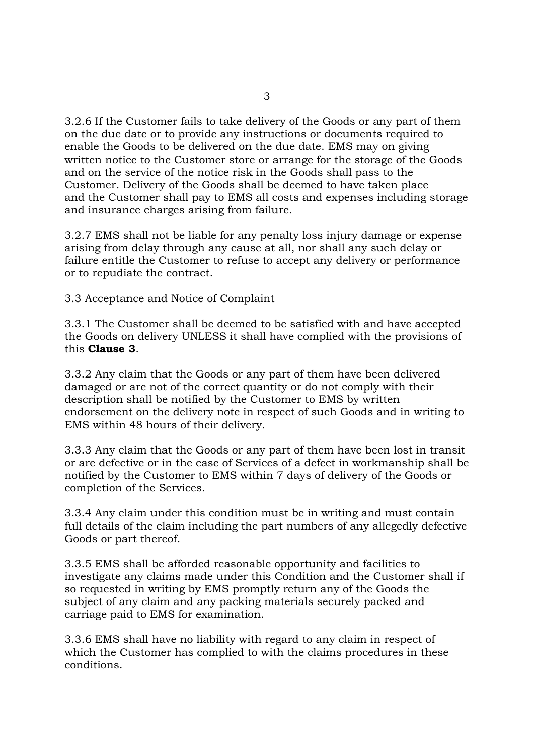3.2.6 If the Customer fails to take delivery of the Goods or any part of them on the due date or to provide any instructions or documents required to enable the Goods to be delivered on the due date. EMS may on giving written notice to the Customer store or arrange for the storage of the Goods and on the service of the notice risk in the Goods shall pass to the Customer. Delivery of the Goods shall be deemed to have taken place and the Customer shall pay to EMS all costs and expenses including storage and insurance charges arising from failure.

3.2.7 EMS shall not be liable for any penalty loss injury damage or expense arising from delay through any cause at all, nor shall any such delay or failure entitle the Customer to refuse to accept any delivery or performance or to repudiate the contract.

3.3 Acceptance and Notice of Complaint

3.3.1 The Customer shall be deemed to be satisfied with and have accepted the Goods on delivery UNLESS it shall have complied with the provisions of this **Clause 3**.

3.3.2 Any claim that the Goods or any part of them have been delivered damaged or are not of the correct quantity or do not comply with their description shall be notified by the Customer to EMS by written endorsement on the delivery note in respect of such Goods and in writing to EMS within 48 hours of their delivery.

3.3.3 Any claim that the Goods or any part of them have been lost in transit or are defective or in the case of Services of a defect in workmanship shall be notified by the Customer to EMS within 7 days of delivery of the Goods or completion of the Services.

3.3.4 Any claim under this condition must be in writing and must contain full details of the claim including the part numbers of any allegedly defective Goods or part thereof.

3.3.5 EMS shall be afforded reasonable opportunity and facilities to investigate any claims made under this Condition and the Customer shall if so requested in writing by EMS promptly return any of the Goods the subject of any claim and any packing materials securely packed and carriage paid to EMS for examination.

3.3.6 EMS shall have no liability with regard to any claim in respect of which the Customer has complied to with the claims procedures in these conditions.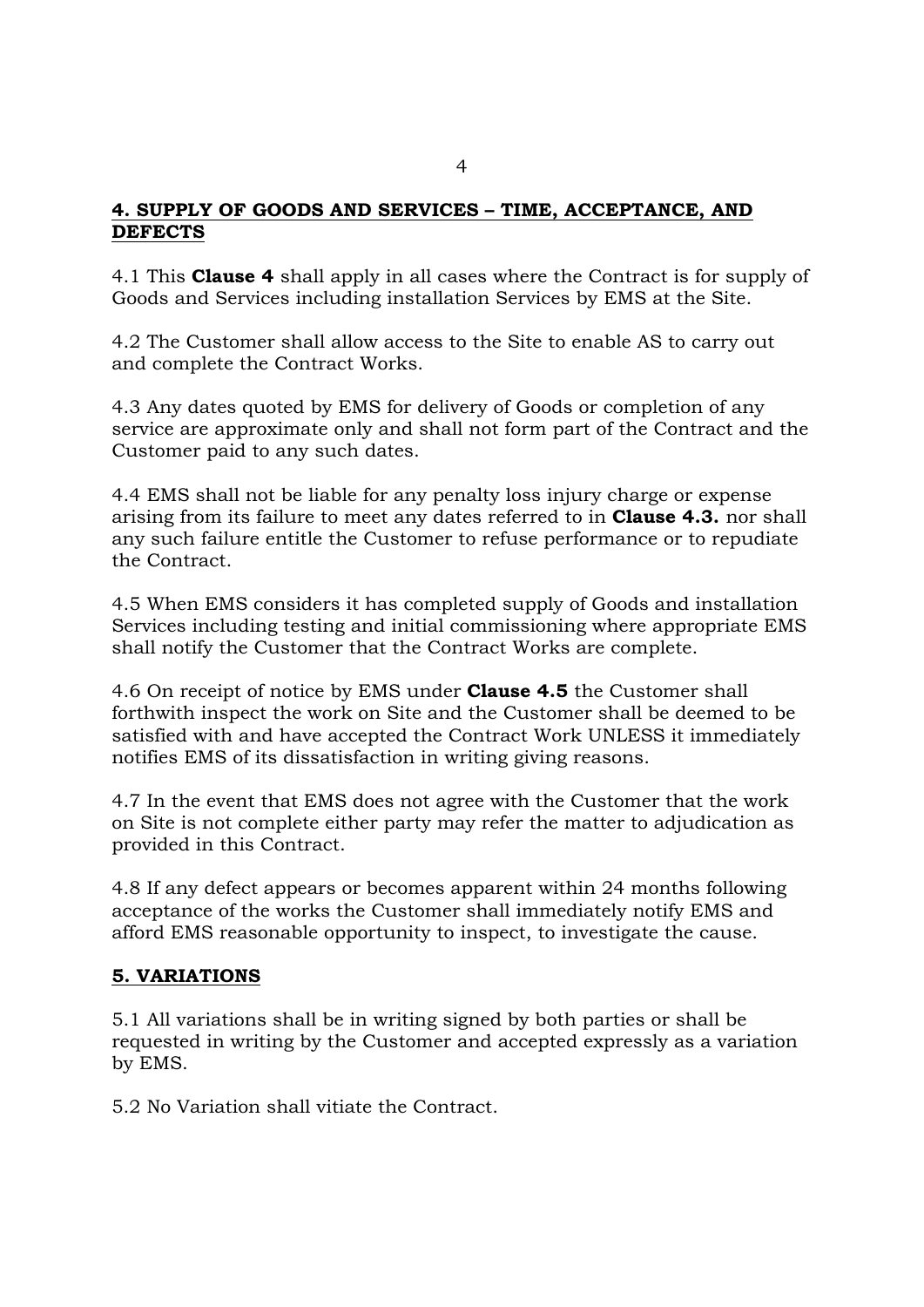## **4. SUPPLY OF GOODS AND SERVICES – TIME, ACCEPTANCE, AND DEFECTS**

4.1 This **Clause 4** shall apply in all cases where the Contract is for supply of Goods and Services including installation Services by EMS at the Site.

4.2 The Customer shall allow access to the Site to enable AS to carry out and complete the Contract Works.

4.3 Any dates quoted by EMS for delivery of Goods or completion of any service are approximate only and shall not form part of the Contract and the Customer paid to any such dates.

4.4 EMS shall not be liable for any penalty loss injury charge or expense arising from its failure to meet any dates referred to in **Clause 4.3.** nor shall any such failure entitle the Customer to refuse performance or to repudiate the Contract.

4.5 When EMS considers it has completed supply of Goods and installation Services including testing and initial commissioning where appropriate EMS shall notify the Customer that the Contract Works are complete.

4.6 On receipt of notice by EMS under **Clause 4.5** the Customer shall forthwith inspect the work on Site and the Customer shall be deemed to be satisfied with and have accepted the Contract Work UNLESS it immediately notifies EMS of its dissatisfaction in writing giving reasons.

4.7 In the event that EMS does not agree with the Customer that the work on Site is not complete either party may refer the matter to adjudication as provided in this Contract.

4.8 If any defect appears or becomes apparent within 24 months following acceptance of the works the Customer shall immediately notify EMS and afford EMS reasonable opportunity to inspect, to investigate the cause.

## **5. VARIATIONS**

5.1 All variations shall be in writing signed by both parties or shall be requested in writing by the Customer and accepted expressly as a variation by EMS.

5.2 No Variation shall vitiate the Contract.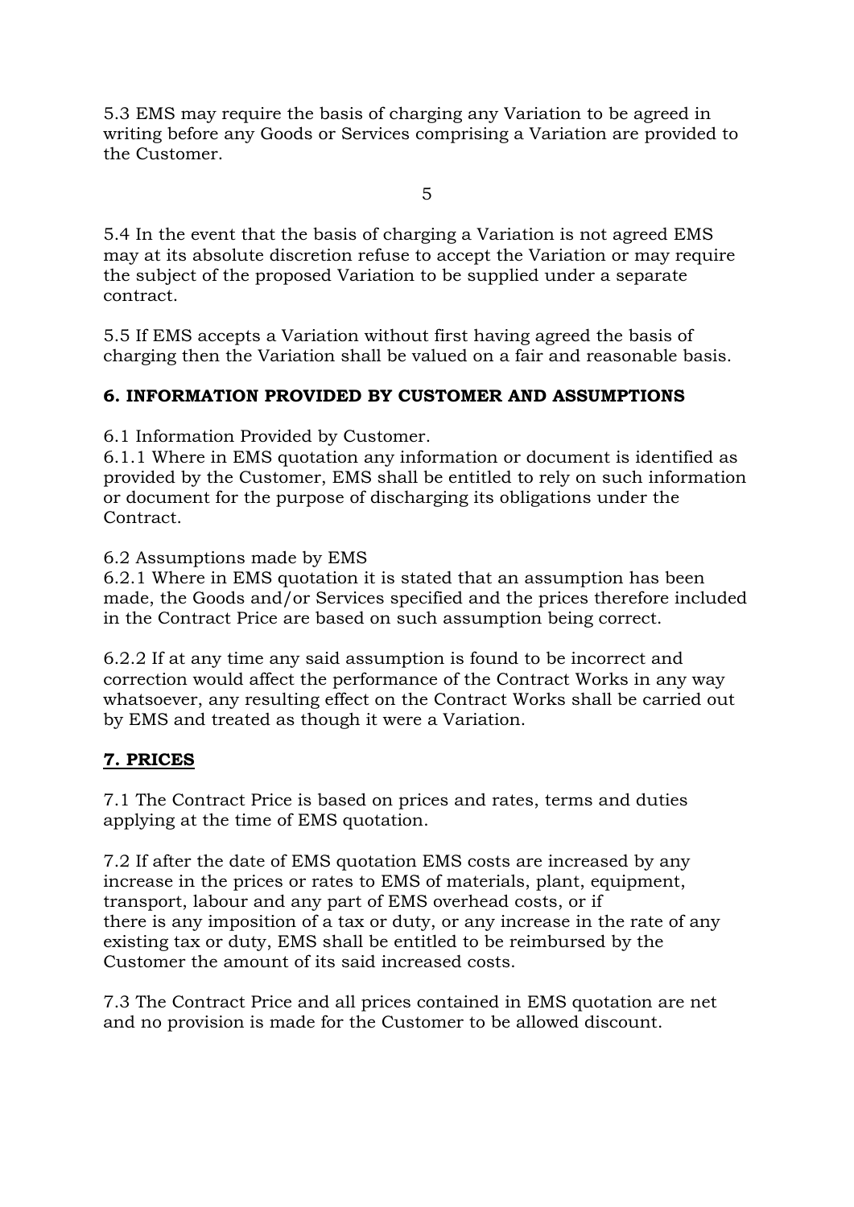5.3 EMS may require the basis of charging any Variation to be agreed in writing before any Goods or Services comprising a Variation are provided to the Customer.

5.4 In the event that the basis of charging a Variation is not agreed EMS may at its absolute discretion refuse to accept the Variation or may require the subject of the proposed Variation to be supplied under a separate contract.

5.5 If EMS accepts a Variation without first having agreed the basis of charging then the Variation shall be valued on a fair and reasonable basis.

## 6. INFORMATION PROVIDED BY CUSTOMER AND ASSUMPTIONS

6.1 Information Provided by Customer.
6.1.1 Where in EMS quotation any information or document is identified as provided by the Customer, EMS shall be entitled to rely on such information or document for the purpose of discharging its obligations under the Contract.

6.2 Assumptions made by EMS
6.2.1 Where in EMS quotation it is stated that an assumption has been made, the Goods and/or Services specified and the prices therefore included in the Contract Price are based on such assumption being correct.

6.2.2 If at any time any said assumption is found to be incorrect and correction would affect the performance of the Contract Works in any way whatsoever, any resulting effect on the Contract Works shall be carried out by EMS and treated as though it were a Variation.

## 7. PRICES

7.1 The Contract Price is based on prices and rates, terms and duties applying at the time of EMS quotation.

7.2 If after the date of EMS quotation EMS costs are increased by any increase in the prices or rates to EMS of materials, plant, equipment, transport, labour and any part of EMS overhead costs, or if there is any imposition of a tax or duty, or any increase in the rate of any existing tax or duty, EMS shall be entitled to be reimbursed by the Customer the amount of its said increased costs.

7.3 The Contract Price and all prices contained in EMS quotation are net and no provision is made for the Customer to be allowed discount.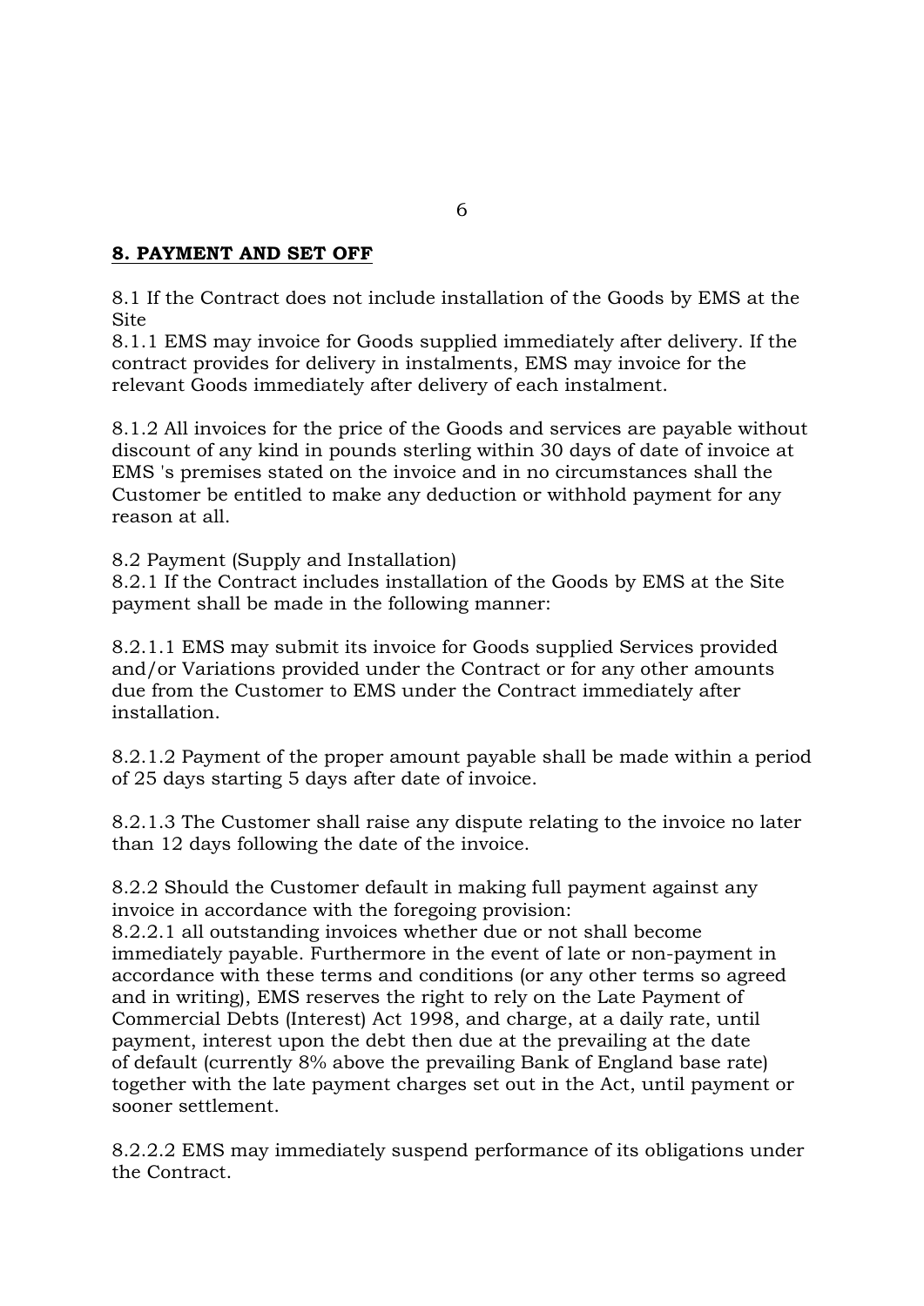## **8. PAYMENT AND SET OFF**

8.1 If the Contract does not include installation of the Goods by EMS at the Site

8.1.1 EMS may invoice for Goods supplied immediately after delivery. If the contract provides for delivery in instalments, EMS may invoice for the relevant Goods immediately after delivery of each instalment.

8.1.2 All invoices for the price of the Goods and services are payable without discount of any kind in pounds sterling within 30 days of date of invoice at EMS 's premises stated on the invoice and in no circumstances shall the Customer be entitled to make any deduction or withhold payment for any reason at all.

8.2 Payment (Supply and Installation)

8.2.1 If the Contract includes installation of the Goods by EMS at the Site payment shall be made in the following manner:

8.2.1.1 EMS may submit its invoice for Goods supplied Services provided and/or Variations provided under the Contract or for any other amounts due from the Customer to EMS under the Contract immediately after installation.

8.2.1.2 Payment of the proper amount payable shall be made within a period of 25 days starting 5 days after date of invoice.

8.2.1.3 The Customer shall raise any dispute relating to the invoice no later than 12 days following the date of the invoice.

8.2.2 Should the Customer default in making full payment against any invoice in accordance with the foregoing provision:

8.2.2.1 all outstanding invoices whether due or not shall become immediately payable. Furthermore in the event of late or non-payment in accordance with these terms and conditions (or any other terms so agreed and in writing), EMS reserves the right to rely on the Late Payment of Commercial Debts (Interest) Act 1998, and charge, at a daily rate, until payment, interest upon the debt then due at the prevailing at the date of default (currently 8% above the prevailing Bank of England base rate) together with the late payment charges set out in the Act, until payment or sooner settlement.

8.2.2.2 EMS may immediately suspend performance of its obligations under the Contract.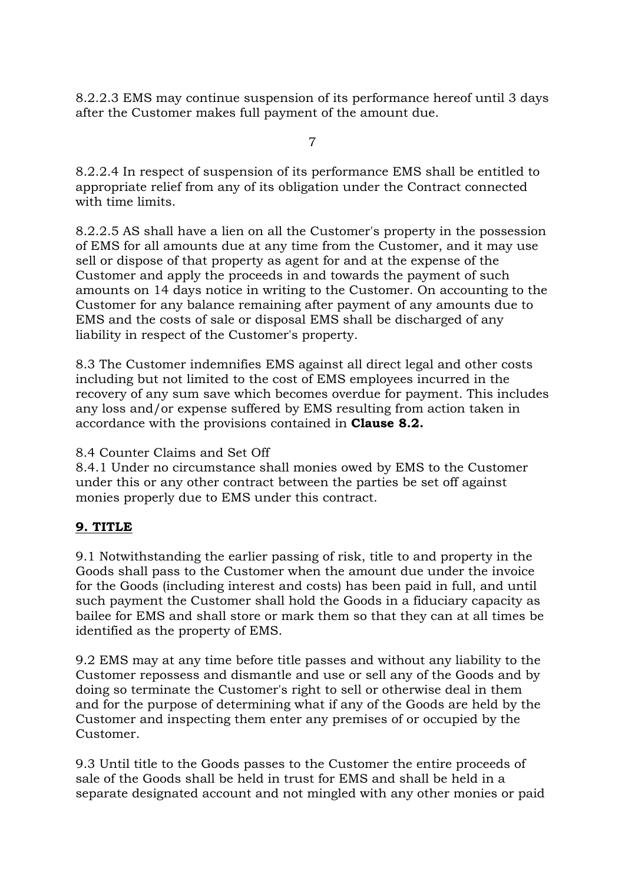8.2.2.3 EMS may continue suspension of its performance hereof until 3 days after the Customer makes full payment of the amount due.

8.2.2.4 In respect of suspension of its performance EMS shall be entitled to appropriate relief from any of its obligation under the Contract connected with time limits.

8.2.2.5 AS shall have a lien on all the Customer's property in the possession of EMS for all amounts due at any time from the Customer, and it may use sell or dispose of that property as agent for and at the expense of the Customer and apply the proceeds in and towards the payment of such amounts on 14 days notice in writing to the Customer. On accounting to the Customer for any balance remaining after payment of any amounts due to EMS and the costs of sale or disposal EMS shall be discharged of any liability in respect of the Customer's property.

8.3 The Customer indemnifies EMS against all direct legal and other costs including but not limited to the cost of EMS employees incurred in the recovery of any sum save which becomes overdue for payment. This includes any loss and/or expense suffered by EMS resulting from action taken in accordance with the provisions contained in **Clause 8.2.**

8.4 Counter Claims and Set Off
8.4.1 Under no circumstance shall monies owed by EMS to the Customer under this or any other contract between the parties be set off against monies properly due to EMS under this contract.

## 9. TITLE

9.1 Notwithstanding the earlier passing of risk, title to and property in the Goods shall pass to the Customer when the amount due under the invoice for the Goods (including interest and costs) has been paid in full, and until such payment the Customer shall hold the Goods in a fiduciary capacity as bailee for EMS and shall store or mark them so that they can at all times be identified as the property of EMS.

9.2 EMS may at any time before title passes and without any liability to the Customer repossess and dismantle and use or sell any of the Goods and by doing so terminate the Customer's right to sell or otherwise deal in them and for the purpose of determining what if any of the Goods are held by the Customer and inspecting them enter any premises of or occupied by the Customer.

9.3 Until title to the Goods passes to the Customer the entire proceeds of sale of the Goods shall be held in trust for EMS and shall be held in a separate designated account and not mingled with any other monies or paid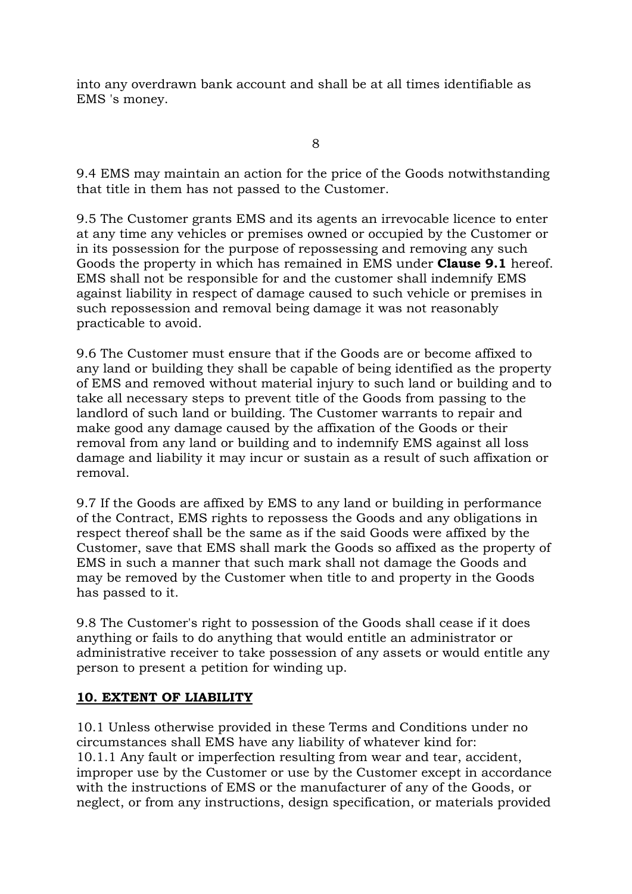into any overdrawn bank account and shall be at all times identifiable as EMS 's money.

9.4 EMS may maintain an action for the price of the Goods notwithstanding that title in them has not passed to the Customer.

9.5 The Customer grants EMS and its agents an irrevocable licence to enter at any time any vehicles or premises owned or occupied by the Customer or in its possession for the purpose of repossessing and removing any such Goods the property in which has remained in EMS under **Clause 9.1** hereof. EMS shall not be responsible for and the customer shall indemnify EMS against liability in respect of damage caused to such vehicle or premises in such repossession and removal being damage it was not reasonably practicable to avoid.

9.6 The Customer must ensure that if the Goods are or become affixed to any land or building they shall be capable of being identified as the property of EMS and removed without material injury to such land or building and to take all necessary steps to prevent title of the Goods from passing to the landlord of such land or building. The Customer warrants to repair and make good any damage caused by the affixation of the Goods or their removal from any land or building and to indemnify EMS against all loss damage and liability it may incur or sustain as a result of such affixation or removal.

9.7 If the Goods are affixed by EMS to any land or building in performance of the Contract, EMS rights to repossess the Goods and any obligations in respect thereof shall be the same as if the said Goods were affixed by the Customer, save that EMS shall mark the Goods so affixed as the property of EMS in such a manner that such mark shall not damage the Goods and may be removed by the Customer when title to and property in the Goods has passed to it.

9.8 The Customer's right to possession of the Goods shall cease if it does anything or fails to do anything that would entitle an administrator or administrative receiver to take possession of any assets or would entitle any person to present a petition for winding up.

## 10. EXTENT OF LIABILITY

10.1 Unless otherwise provided in these Terms and Conditions under no circumstances shall EMS have any liability of whatever kind for:
10.1.1 Any fault or imperfection resulting from wear and tear, accident, improper use by the Customer or use by the Customer except in accordance with the instructions of EMS or the manufacturer of any of the Goods, or neglect, or from any instructions, design specification, or materials provided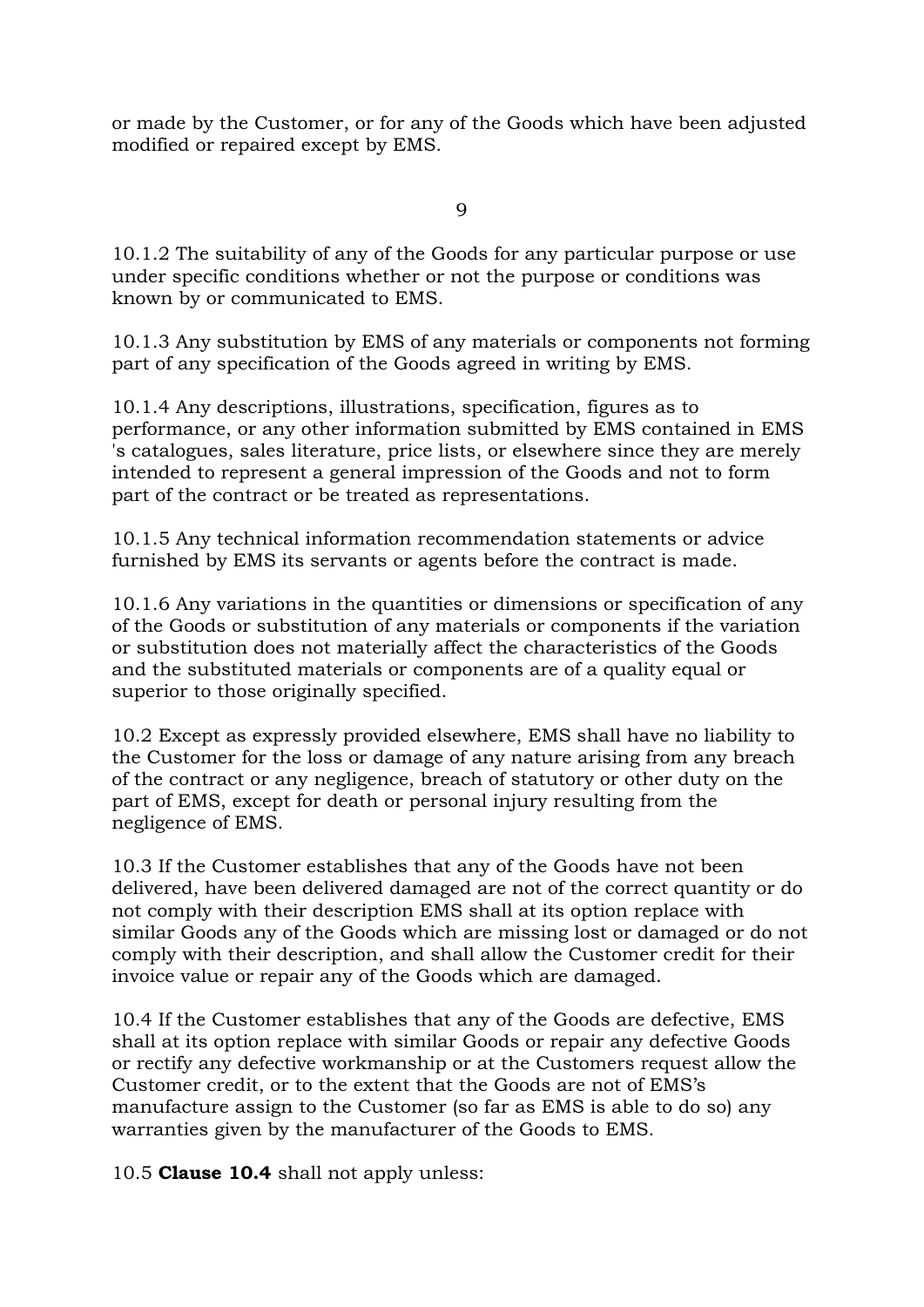or made by the Customer, or for any of the Goods which have been adjusted modified or repaired except by EMS.

10.1.2 The suitability of any of the Goods for any particular purpose or use under specific conditions whether or not the purpose or conditions was known by or communicated to EMS.

10.1.3 Any substitution by EMS of any materials or components not forming part of any specification of the Goods agreed in writing by EMS.

10.1.4 Any descriptions, illustrations, specification, figures as to performance, or any other information submitted by EMS contained in EMS 's catalogues, sales literature, price lists, or elsewhere since they are merely intended to represent a general impression of the Goods and not to form part of the contract or be treated as representations.

10.1.5 Any technical information recommendation statements or advice furnished by EMS its servants or agents before the contract is made.

10.1.6 Any variations in the quantities or dimensions or specification of any of the Goods or substitution of any materials or components if the variation or substitution does not materially affect the characteristics of the Goods and the substituted materials or components are of a quality equal or superior to those originally specified.

10.2 Except as expressly provided elsewhere, EMS shall have no liability to the Customer for the loss or damage of any nature arising from any breach of the contract or any negligence, breach of statutory or other duty on the part of EMS, except for death or personal injury resulting from the negligence of EMS.

10.3 If the Customer establishes that any of the Goods have not been delivered, have been delivered damaged are not of the correct quantity or do not comply with their description EMS shall at its option replace with similar Goods any of the Goods which are missing lost or damaged or do not comply with their description, and shall allow the Customer credit for their invoice value or repair any of the Goods which are damaged.

10.4 If the Customer establishes that any of the Goods are defective, EMS shall at its option replace with similar Goods or repair any defective Goods or rectify any defective workmanship or at the Customers request allow the Customer credit, or to the extent that the Goods are not of EMS's manufacture assign to the Customer (so far as EMS is able to do so) any warranties given by the manufacturer of the Goods to EMS.

10.5 **Clause 10.4** shall not apply unless: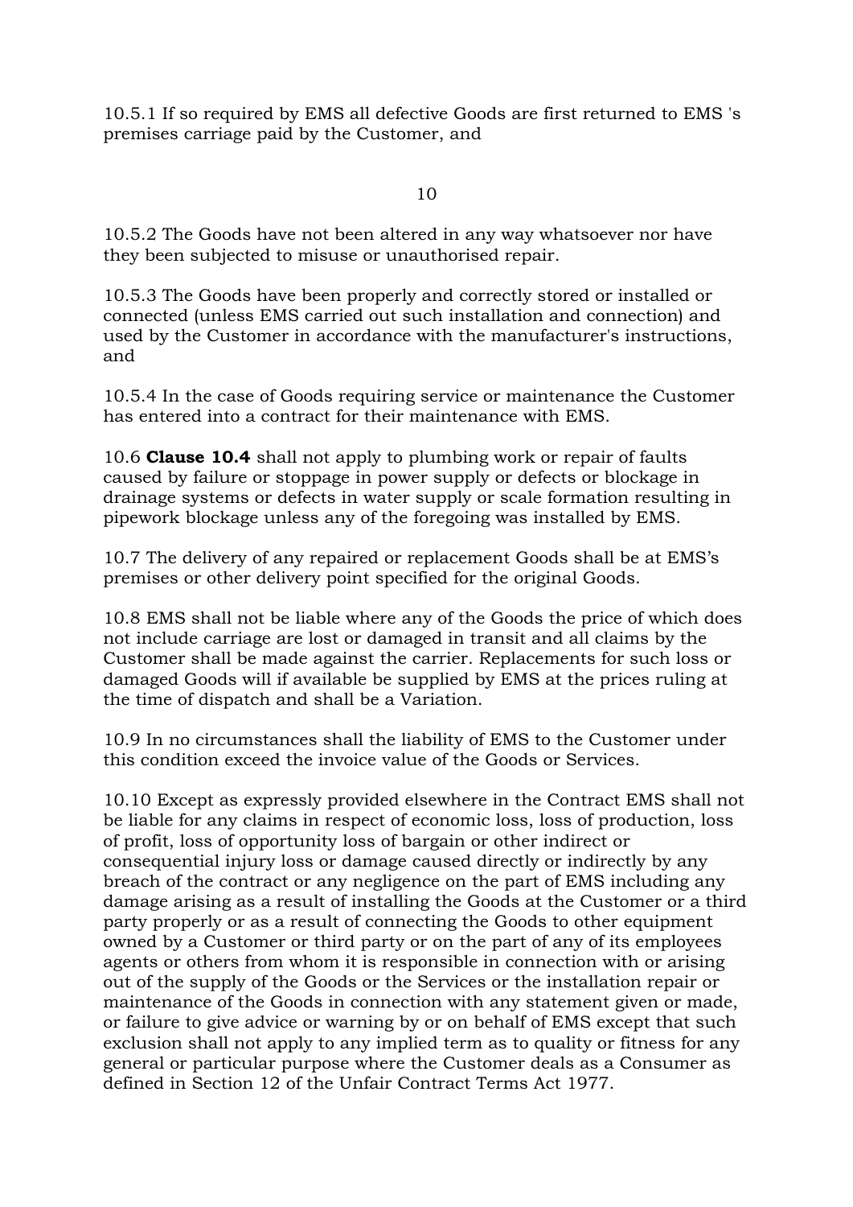10.5.1 If so required by EMS all defective Goods are first returned to EMS 's premises carriage paid by the Customer, and

10.5.2 The Goods have not been altered in any way whatsoever nor have they been subjected to misuse or unauthorised repair.

10.5.3 The Goods have been properly and correctly stored or installed or connected (unless EMS carried out such installation and connection) and used by the Customer in accordance with the manufacturer's instructions, and

10.5.4 In the case of Goods requiring service or maintenance the Customer has entered into a contract for their maintenance with EMS.

10.6 **Clause 10.4** shall not apply to plumbing work or repair of faults caused by failure or stoppage in power supply or defects or blockage in drainage systems or defects in water supply or scale formation resulting in pipework blockage unless any of the foregoing was installed by EMS.

10.7 The delivery of any repaired or replacement Goods shall be at EMS's premises or other delivery point specified for the original Goods.

10.8 EMS shall not be liable where any of the Goods the price of which does not include carriage are lost or damaged in transit and all claims by the Customer shall be made against the carrier. Replacements for such loss or damaged Goods will if available be supplied by EMS at the prices ruling at the time of dispatch and shall be a Variation.

10.9 In no circumstances shall the liability of EMS to the Customer under this condition exceed the invoice value of the Goods or Services.

10.10 Except as expressly provided elsewhere in the Contract EMS shall not be liable for any claims in respect of economic loss, loss of production, loss of profit, loss of opportunity loss of bargain or other indirect or consequential injury loss or damage caused directly or indirectly by any breach of the contract or any negligence on the part of EMS including any damage arising as a result of installing the Goods at the Customer or a third party properly or as a result of connecting the Goods to other equipment owned by a Customer or third party or on the part of any of its employees agents or others from whom it is responsible in connection with or arising out of the supply of the Goods or the Services or the installation repair or maintenance of the Goods in connection with any statement given or made, or failure to give advice or warning by or on behalf of EMS except that such exclusion shall not apply to any implied term as to quality or fitness for any general or particular purpose where the Customer deals as a Consumer as defined in Section 12 of the Unfair Contract Terms Act 1977.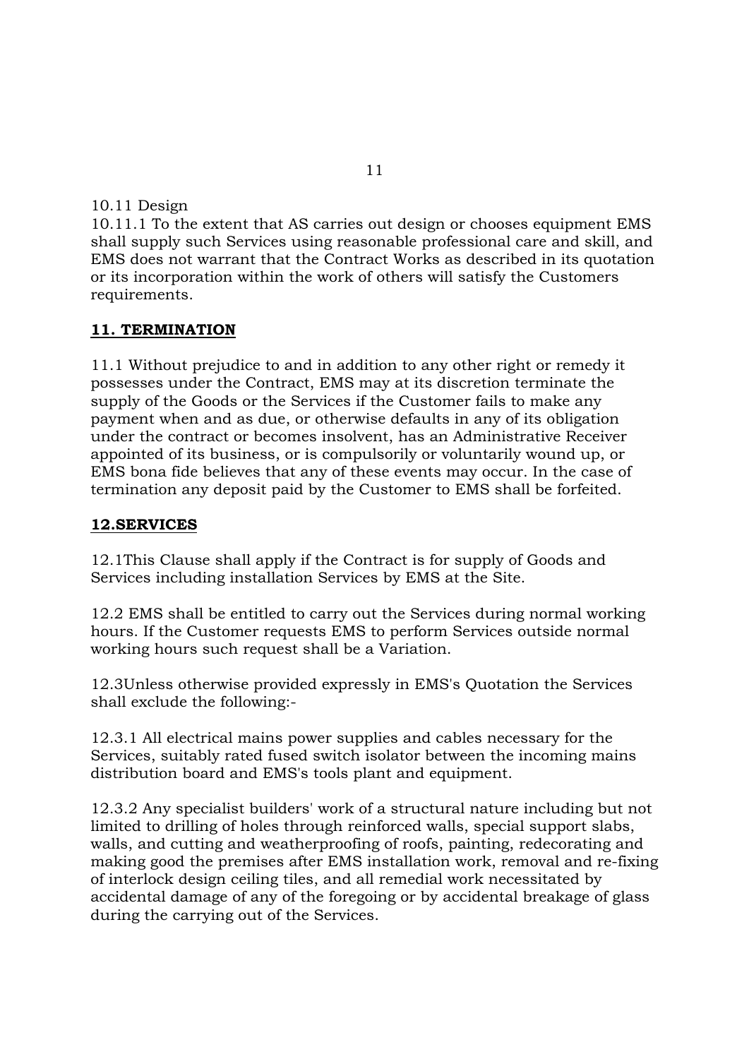10.11 Design

10.11.1 To the extent that AS carries out design or chooses equipment EMS shall supply such Services using reasonable professional care and skill, and EMS does not warrant that the Contract Works as described in its quotation or its incorporation within the work of others will satisfy the Customers requirements.

## 11. TERMINATION

11.1 Without prejudice to and in addition to any other right or remedy it possesses under the Contract, EMS may at its discretion terminate the supply of the Goods or the Services if the Customer fails to make any payment when and as due, or otherwise defaults in any of its obligation under the contract or becomes insolvent, has an Administrative Receiver appointed of its business, or is compulsorily or voluntarily wound up, or EMS bona fide believes that any of these events may occur. In the case of termination any deposit paid by the Customer to EMS shall be forfeited.

## 12.SERVICES

12.1This Clause shall apply if the Contract is for supply of Goods and Services including installation Services by EMS at the Site.

12.2 EMS shall be entitled to carry out the Services during normal working hours. If the Customer requests EMS to perform Services outside normal working hours such request shall be a Variation.

12.3Unless otherwise provided expressly in EMS's Quotation the Services shall exclude the following:-

12.3.1 All electrical mains power supplies and cables necessary for the Services, suitably rated fused switch isolator between the incoming mains distribution board and EMS's tools plant and equipment.

12.3.2 Any specialist builders' work of a structural nature including but not limited to drilling of holes through reinforced walls, special support slabs, walls, and cutting and weatherproofing of roofs, painting, redecorating and making good the premises after EMS installation work, removal and re-fixing of interlock design ceiling tiles, and all remedial work necessitated by accidental damage of any of the foregoing or by accidental breakage of glass during the carrying out of the Services.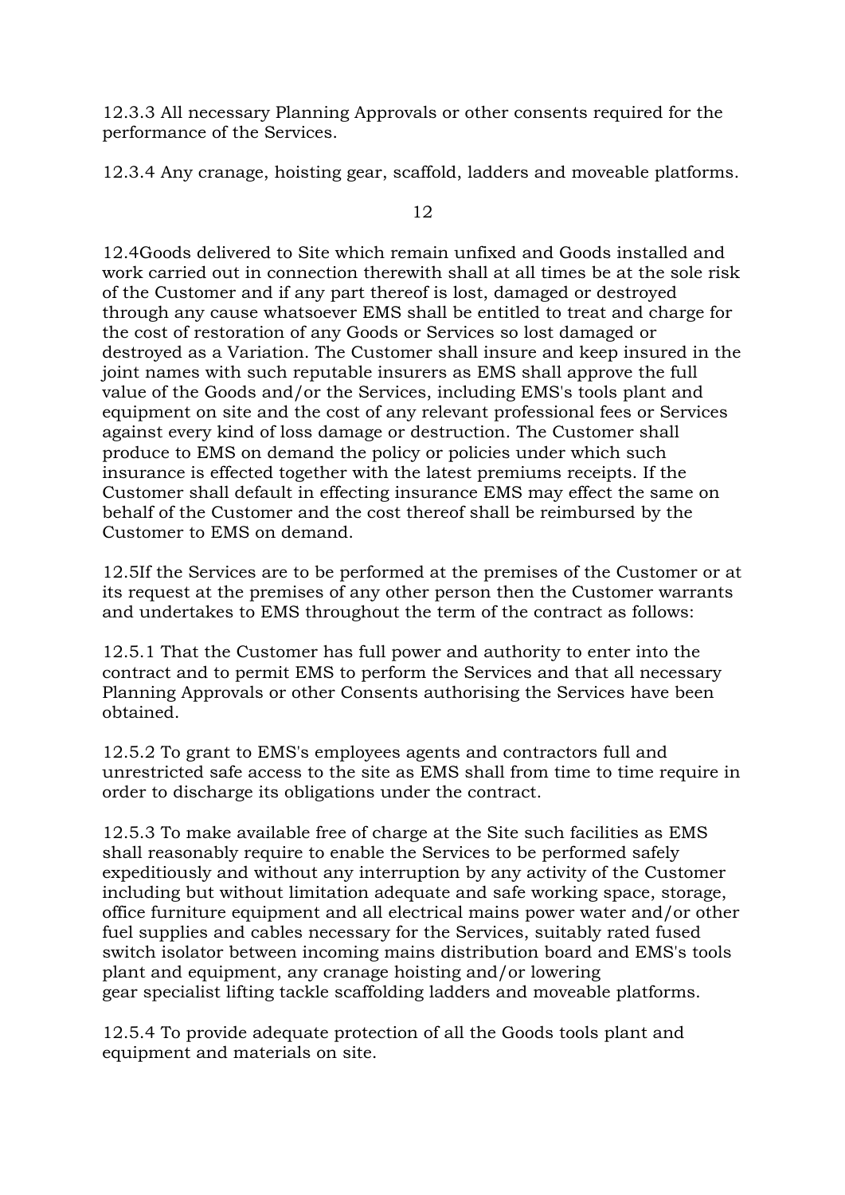12.3.3 All necessary Planning Approvals or other consents required for the performance of the Services.

12.3.4 Any cranage, hoisting gear, scaffold, ladders and moveable platforms.

12.4Goods delivered to Site which remain unfixed and Goods installed and work carried out in connection therewith shall at all times be at the sole risk of the Customer and if any part thereof is lost, damaged or destroyed through any cause whatsoever EMS shall be entitled to treat and charge for the cost of restoration of any Goods or Services so lost damaged or destroyed as a Variation. The Customer shall insure and keep insured in the joint names with such reputable insurers as EMS shall approve the full value of the Goods and/or the Services, including EMS's tools plant and equipment on site and the cost of any relevant professional fees or Services against every kind of loss damage or destruction. The Customer shall produce to EMS on demand the policy or policies under which such insurance is effected together with the latest premiums receipts. If the Customer shall default in effecting insurance EMS may effect the same on behalf of the Customer and the cost thereof shall be reimbursed by the Customer to EMS on demand.

12.5If the Services are to be performed at the premises of the Customer or at its request at the premises of any other person then the Customer warrants and undertakes to EMS throughout the term of the contract as follows:

12.5.1 That the Customer has full power and authority to enter into the contract and to permit EMS to perform the Services and that all necessary Planning Approvals or other Consents authorising the Services have been obtained.

12.5.2 To grant to EMS's employees agents and contractors full and unrestricted safe access to the site as EMS shall from time to time require in order to discharge its obligations under the contract.

12.5.3 To make available free of charge at the Site such facilities as EMS shall reasonably require to enable the Services to be performed safely expeditiously and without any interruption by any activity of the Customer including but without limitation adequate and safe working space, storage, office furniture equipment and all electrical mains power water and/or other fuel supplies and cables necessary for the Services, suitably rated fused switch isolator between incoming mains distribution board and EMS's tools plant and equipment, any cranage hoisting and/or lowering gear specialist lifting tackle scaffolding ladders and moveable platforms.

12.5.4 To provide adequate protection of all the Goods tools plant and equipment and materials on site.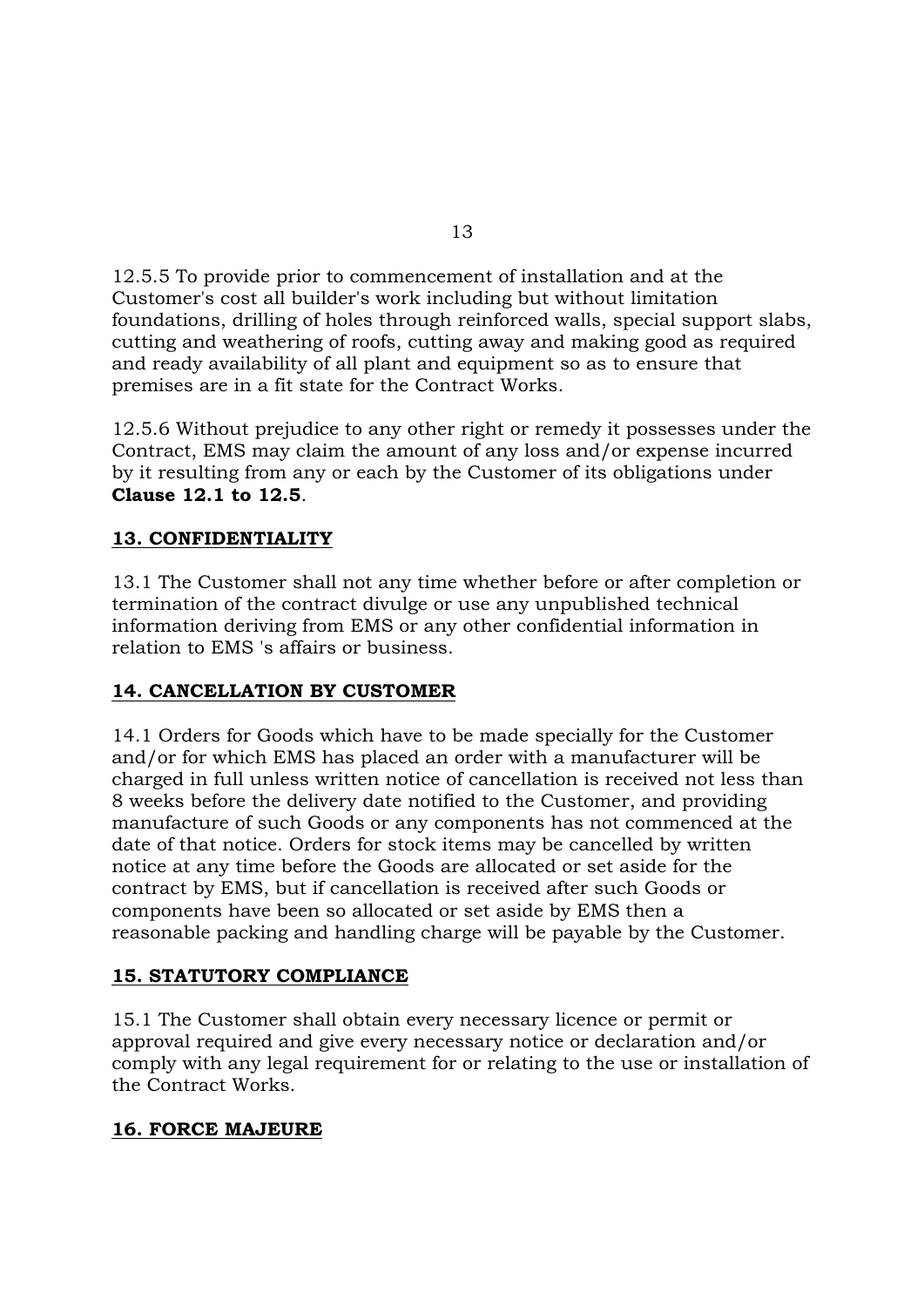12.5.5 To provide prior to commencement of installation and at the Customer's cost all builder's work including but without limitation foundations, drilling of holes through reinforced walls, special support slabs, cutting and weathering of roofs, cutting away and making good as required and ready availability of all plant and equipment so as to ensure that premises are in a fit state for the Contract Works.

12.5.6 Without prejudice to any other right or remedy it possesses under the Contract, EMS may claim the amount of any loss and/or expense incurred by it resulting from any or each by the Customer of its obligations under **Clause 12.1 to 12.5**.

## 13. CONFIDENTIALITY

13.1 The Customer shall not any time whether before or after completion or termination of the contract divulge or use any unpublished technical information deriving from EMS or any other confidential information in relation to EMS 's affairs or business.

## 14. CANCELLATION BY CUSTOMER

14.1 Orders for Goods which have to be made specially for the Customer and/or for which EMS has placed an order with a manufacturer will be charged in full unless written notice of cancellation is received not less than 8 weeks before the delivery date notified to the Customer, and providing manufacture of such Goods or any components has not commenced at the date of that notice. Orders for stock items may be cancelled by written notice at any time before the Goods are allocated or set aside for the contract by EMS, but if cancellation is received after such Goods or components have been so allocated or set aside by EMS then a reasonable packing and handling charge will be payable by the Customer.

## 15. STATUTORY COMPLIANCE

15.1 The Customer shall obtain every necessary licence or permit or approval required and give every necessary notice or declaration and/or comply with any legal requirement for or relating to the use or installation of the Contract Works.

## 16. FORCE MAJEURE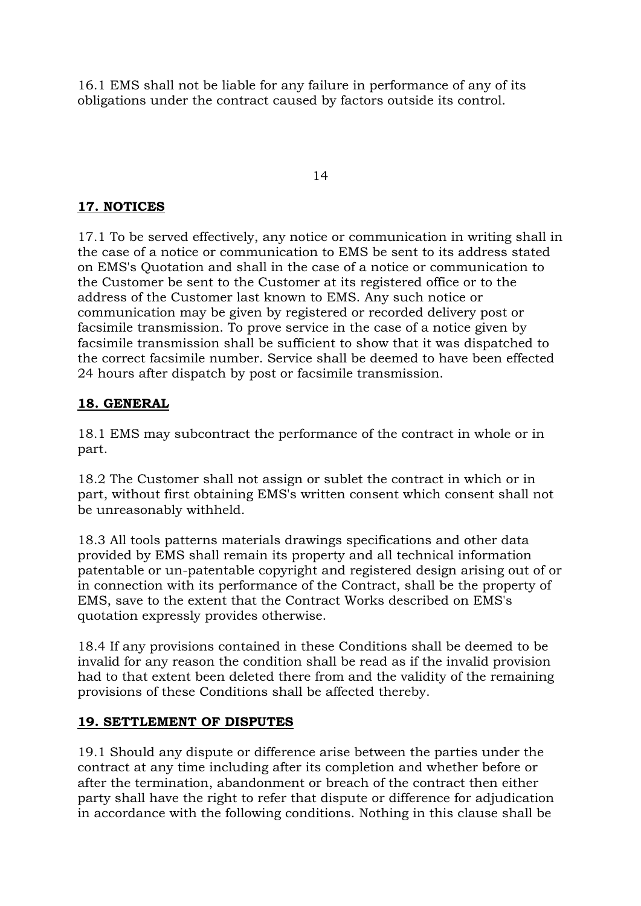16.1 EMS shall not be liable for any failure in performance of any of its obligations under the contract caused by factors outside its control.

## 17. NOTICES

17.1 To be served effectively, any notice or communication in writing shall in the case of a notice or communication to EMS be sent to its address stated on EMS's Quotation and shall in the case of a notice or communication to the Customer be sent to the Customer at its registered office or to the address of the Customer last known to EMS. Any such notice or communication may be given by registered or recorded delivery post or facsimile transmission. To prove service in the case of a notice given by facsimile transmission shall be sufficient to show that it was dispatched to the correct facsimile number. Service shall be deemed to have been effected 24 hours after dispatch by post or facsimile transmission.

## 18. GENERAL

18.1 EMS may subcontract the performance of the contract in whole or in part.

18.2 The Customer shall not assign or sublet the contract in which or in part, without first obtaining EMS's written consent which consent shall not be unreasonably withheld.

18.3 All tools patterns materials drawings specifications and other data provided by EMS shall remain its property and all technical information patentable or un-patentable copyright and registered design arising out of or in connection with its performance of the Contract, shall be the property of EMS, save to the extent that the Contract Works described on EMS's quotation expressly provides otherwise.

18.4 If any provisions contained in these Conditions shall be deemed to be invalid for any reason the condition shall be read as if the invalid provision had to that extent been deleted there from and the validity of the remaining provisions of these Conditions shall be affected thereby.

## 19. SETTLEMENT OF DISPUTES

19.1 Should any dispute or difference arise between the parties under the contract at any time including after its completion and whether before or after the termination, abandonment or breach of the contract then either party shall have the right to refer that dispute or difference for adjudication in accordance with the following conditions. Nothing in this clause shall be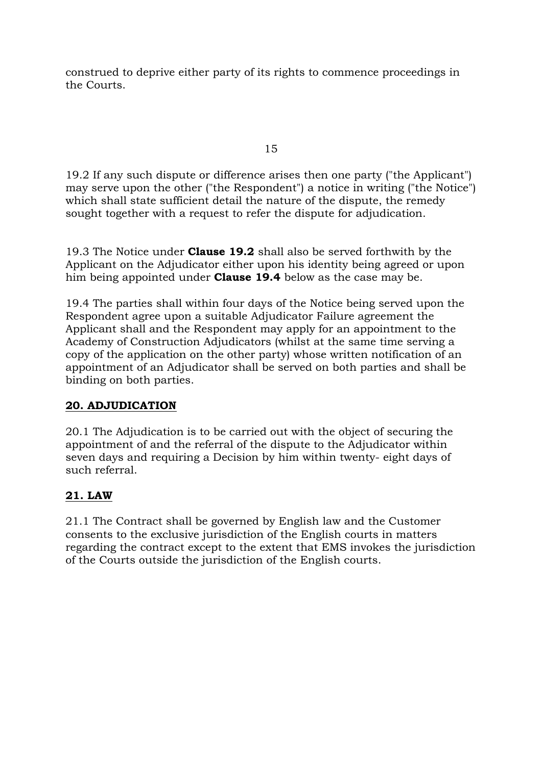construed to deprive either party of its rights to commence proceedings in the Courts.

19.2 If any such dispute or difference arises then one party ("the Applicant") may serve upon the other ("the Respondent") a notice in writing ("the Notice") which shall state sufficient detail the nature of the dispute, the remedy sought together with a request to refer the dispute for adjudication.

19.3 The Notice under **Clause 19.2** shall also be served forthwith by the Applicant on the Adjudicator either upon his identity being agreed or upon him being appointed under **Clause 19.4** below as the case may be.

19.4 The parties shall within four days of the Notice being served upon the Respondent agree upon a suitable Adjudicator Failure agreement the Applicant shall and the Respondent may apply for an appointment to the Academy of Construction Adjudicators (whilst at the same time serving a copy of the application on the other party) whose written notification of an appointment of an Adjudicator shall be served on both parties and shall be binding on both parties.

## 20. ADJUDICATION

20.1 The Adjudication is to be carried out with the object of securing the appointment of and the referral of the dispute to the Adjudicator within seven days and requiring a Decision by him within twenty- eight days of such referral.

## 21. LAW

21.1 The Contract shall be governed by English law and the Customer consents to the exclusive jurisdiction of the English courts in matters regarding the contract except to the extent that EMS invokes the jurisdiction of the Courts outside the jurisdiction of the English courts.